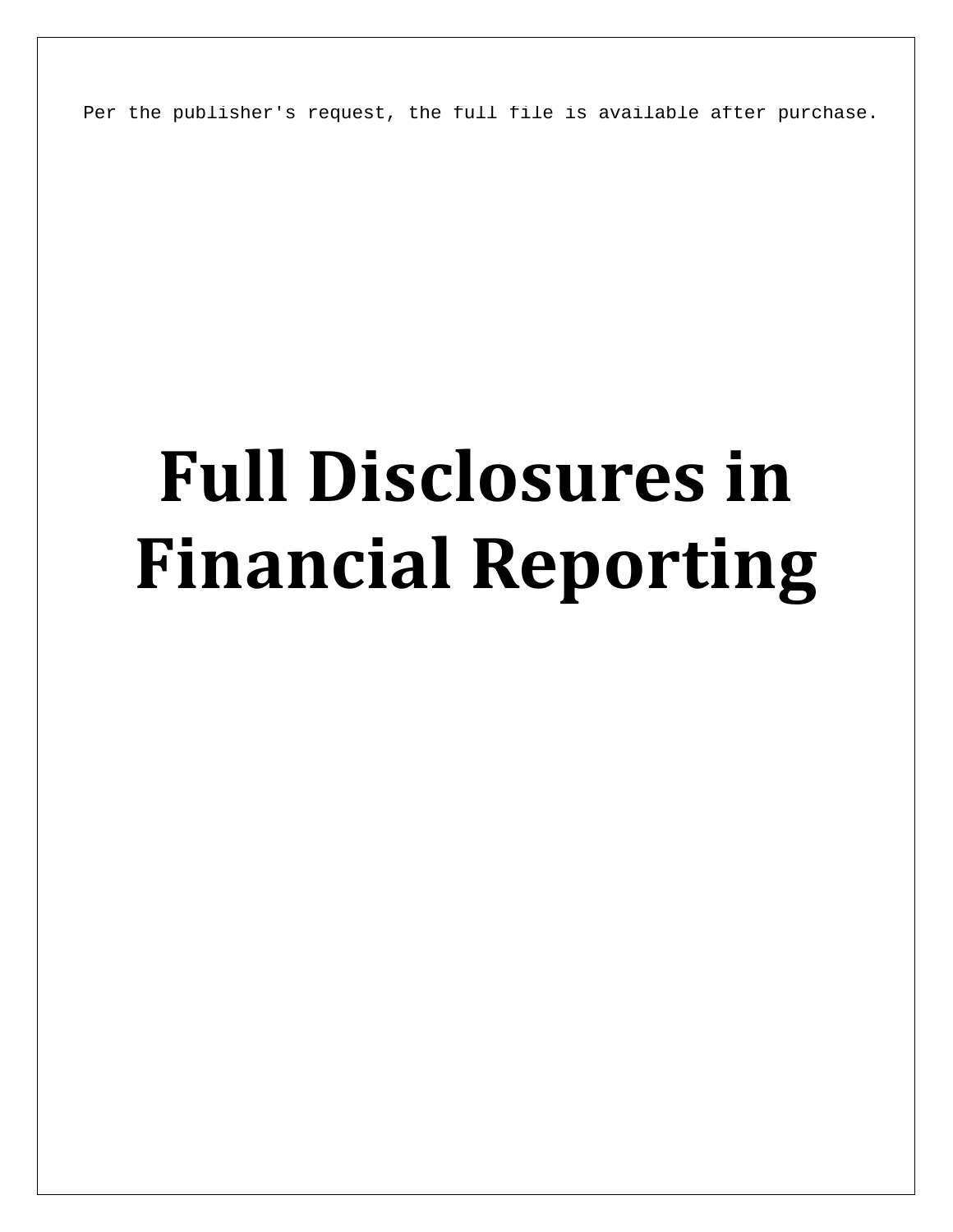Per the publisher's request, the full file is available after purchase.

# Full Disclosures in Financial Reporting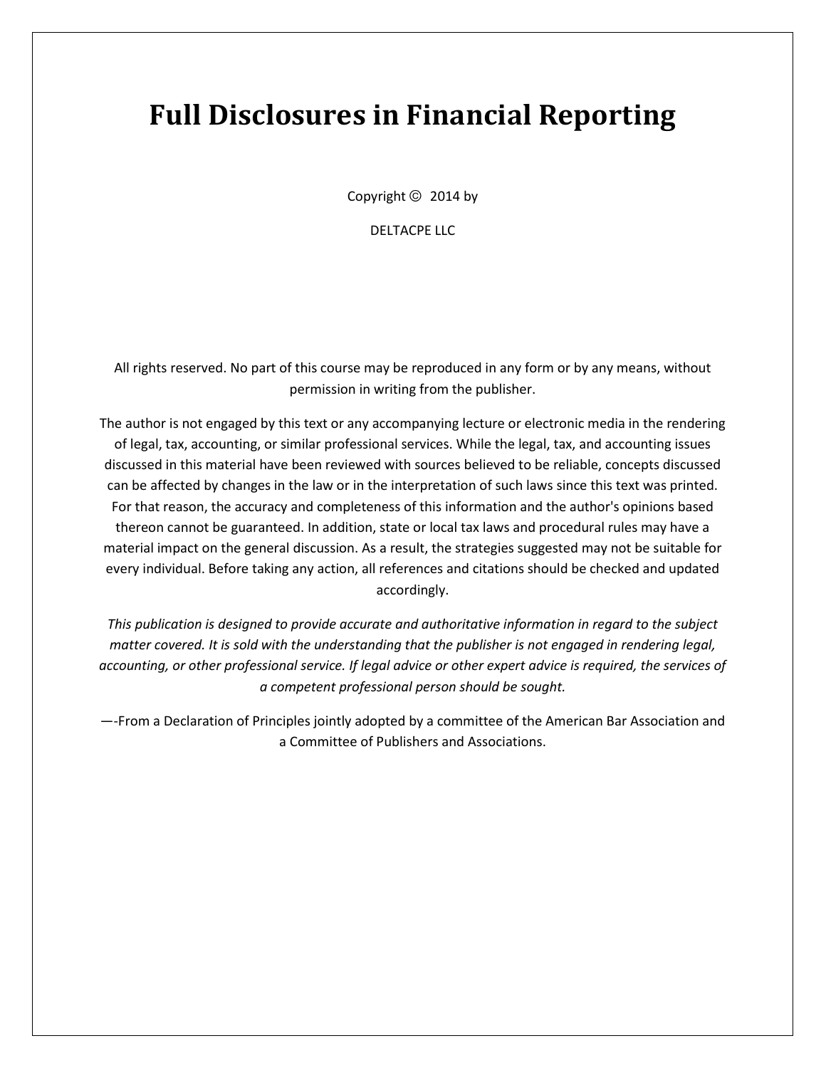# Full Disclosures in Financial Reporting

Copyright © 2014 by

DELTACPE LLC

All rights reserved. No part of this course may be reproduced in any form or by any means, without permission in writing from the publisher.

The author is not engaged by this text or any accompanying lecture or electronic media in the rendering of legal, tax, accounting, or similar professional services. While the legal, tax, and accounting issues discussed in this material have been reviewed with sources believed to be reliable, concepts discussed can be affected by changes in the law or in the interpretation of such laws since this text was printed. For that reason, the accuracy and completeness of this information and the author's opinions based thereon cannot be guaranteed. In addition, state or local tax laws and procedural rules may have a material impact on the general discussion. As a result, the strategies suggested may not be suitable for every individual. Before taking any action, all references and citations should be checked and updated accordingly.

*This publication is designed to provide accurate and authoritative information in regard to the subject matter covered. It is sold with the understanding that the publisher is not engaged in rendering legal, accounting, or other professional service. If legal advice or other expert advice is required, the services of a competent professional person should be sought.*

—-From a Declaration of Principles jointly adopted by a committee of the American Bar Association and a Committee of Publishers and Associations.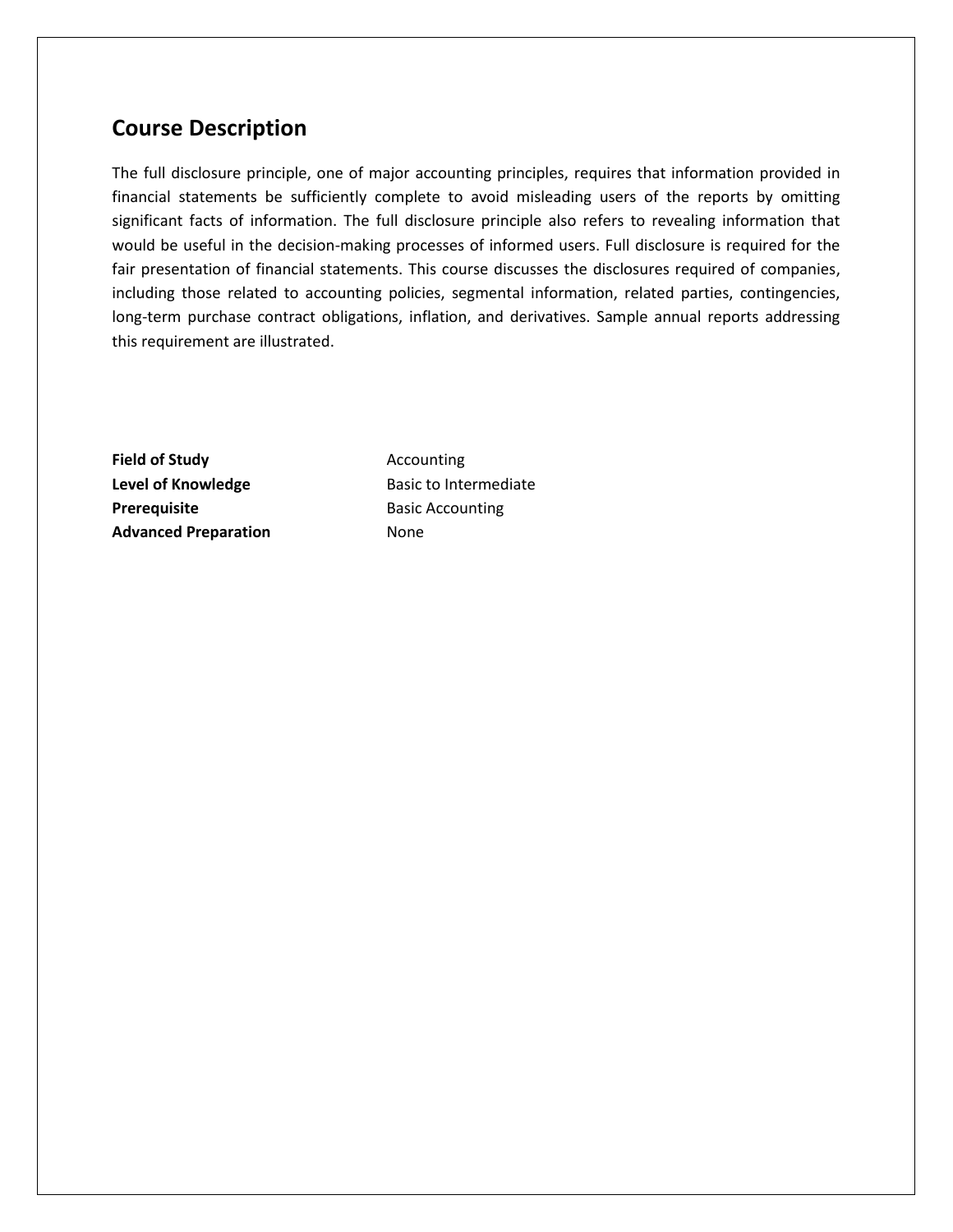## Course Description

The full disclosure principle, one of major accounting principles, requires that information provided in financial statements be sufficiently complete to avoid misleading users of the reports by omitting significant facts of information. The full disclosure principle also refers to revealing information that would be useful in the decision-making processes of informed users. Full disclosure is required for the fair presentation of financial statements. This course discusses the disclosures required of companies, including those related to accounting policies, segmental information, related parties, contingencies, long-term purchase contract obligations, inflation, and derivatives. Sample annual reports addressing this requirement are illustrated.

| | |
|---|---|
| **Field of Study** | Accounting |
| **Level of Knowledge** | Basic to Intermediate |
| **Prerequisite** | Basic Accounting |
| **Advanced Preparation** | None |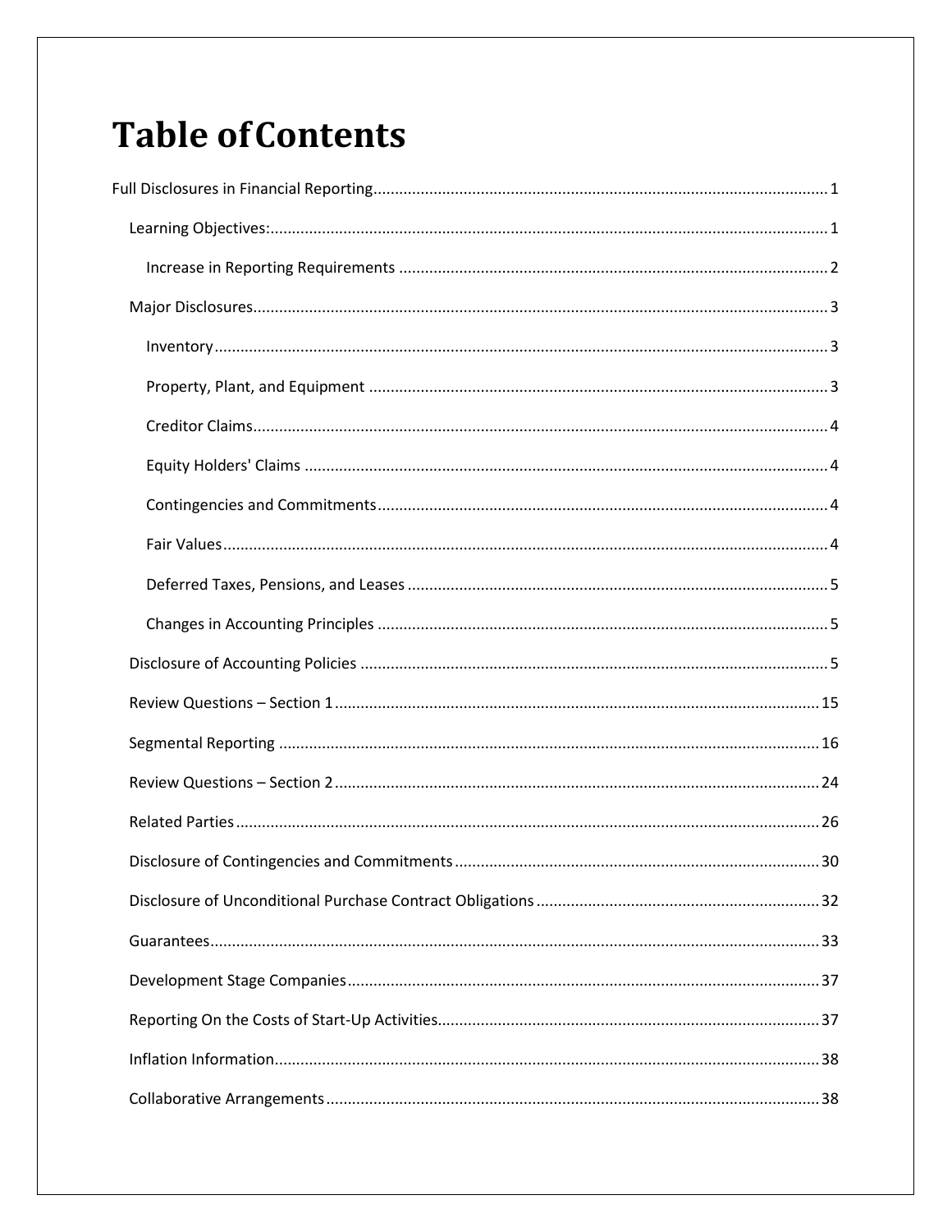# Table of Contents

Full Disclosures in Financial Reporting ........ 1

- Learning Objectives: ........ 1
  - Increase in Reporting Requirements ........ 2
- Major Disclosures ........ 3
  - Inventory ........ 3
  - Property, Plant, and Equipment ........ 3
  - Creditor Claims ........ 4
  - Equity Holders' Claims ........ 4
  - Contingencies and Commitments ........ 4
  - Fair Values ........ 4
  - Deferred Taxes, Pensions, and Leases ........ 5
  - Changes in Accounting Principles ........ 5
- Disclosure of Accounting Policies ........ 5
- Review Questions – Section 1 ........ 15
- Segmental Reporting ........ 16
- Review Questions – Section 2 ........ 24
- Related Parties ........ 26
- Disclosure of Contingencies and Commitments ........ 30
- Disclosure of Unconditional Purchase Contract Obligations ........ 32
- Guarantees ........ 33
- Development Stage Companies ........ 37
- Reporting On the Costs of Start-Up Activities ........ 37
- Inflation Information ........ 38
- Collaborative Arrangements ........ 38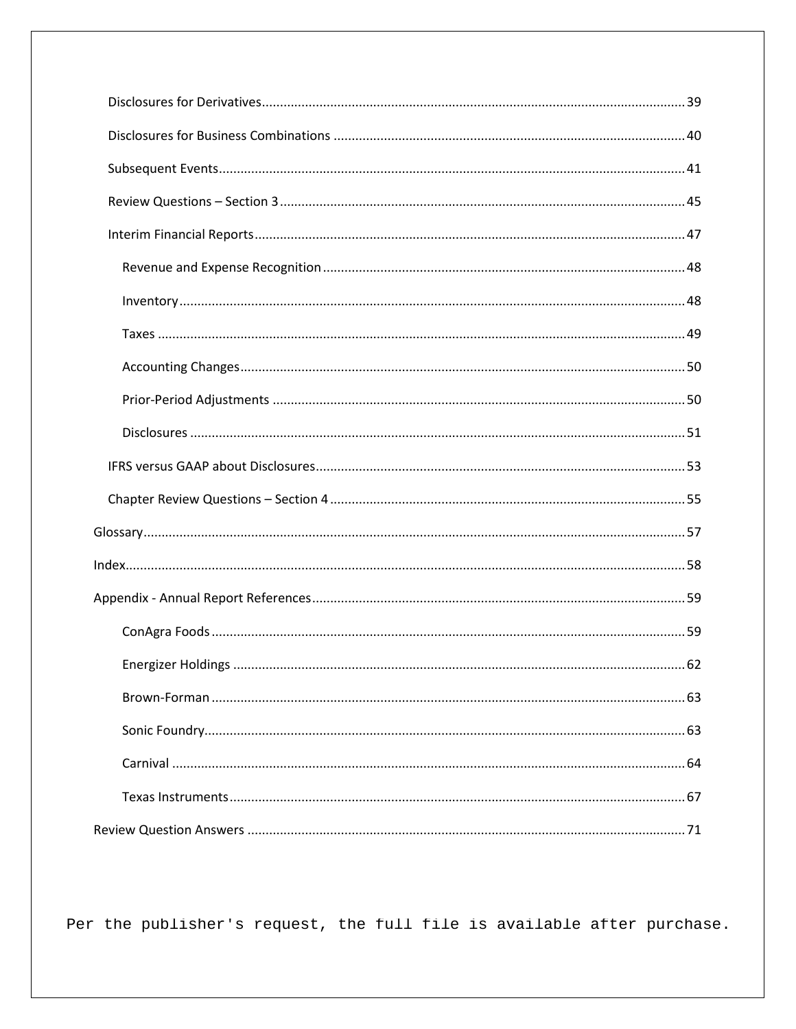Disclosures for Derivatives.......................................................................................................39

Disclosures for Business Combinations .....................................................................................40

Subsequent Events.....................................................................................................................41

Review Questions – Section 3 ....................................................................................................45

Interim Financial Reports...........................................................................................................47

Revenue and Expense Recognition ........................................................................................48

Inventory ................................................................................................................................48

Taxes ......................................................................................................................................49

Accounting Changes...............................................................................................................50

Prior-Period Adjustments .......................................................................................................50

Disclosures .............................................................................................................................51

IFRS versus GAAP about Disclosures..........................................................................................53

Chapter Review Questions – Section 4 ......................................................................................55

Glossary..........................................................................................................................................57

Index...............................................................................................................................................58

Appendix - Annual Report References...........................................................................................59

ConAgra Foods .......................................................................................................................59

Energizer Holdings .................................................................................................................62

Brown-Forman .......................................................................................................................63

Sonic Foundry.........................................................................................................................63

Carnival ..................................................................................................................................64

Texas Instruments..................................................................................................................67

Review Question Answers .............................................................................................................71

Per the publisher's request, the full file is available after purchase.